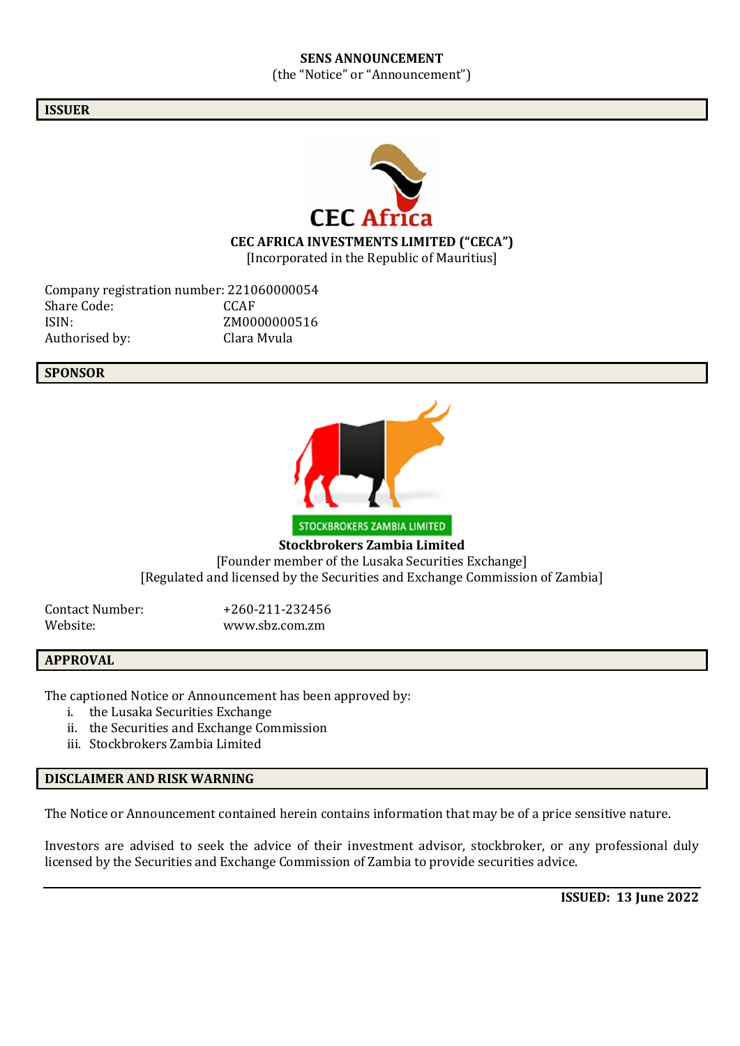# SENS ANNOUNCEMENT

(the "Notice" or "Announcement")

## ISSUER

CEC Africa

**CEC AFRICA INVESTMENTS LIMITED ("CECA")**

[Incorporated in the Republic of Mauritius]

Company registration number: 221060000054
Share Code: CCAF
ISIN: ZM0000000516
Authorised by: Clara Mvula

## SPONSOR

STOCKBROKERS ZAMBIA LIMITED

**Stockbrokers Zambia Limited**

[Founder member of the Lusaka Securities Exchange]
[Regulated and licensed by the Securities and Exchange Commission of Zambia]

Contact Number: +260-211-232456
Website: www.sbz.com.zm

## APPROVAL

The captioned Notice or Announcement has been approved by:

i. the Lusaka Securities Exchange
ii. the Securities and Exchange Commission
iii. Stockbrokers Zambia Limited

## DISCLAIMER AND RISK WARNING

The Notice or Announcement contained herein contains information that may be of a price sensitive nature.

Investors are advised to seek the advice of their investment advisor, stockbroker, or any professional duly licensed by the Securities and Exchange Commission of Zambia to provide securities advice.

---

**ISSUED: 13 June 2022**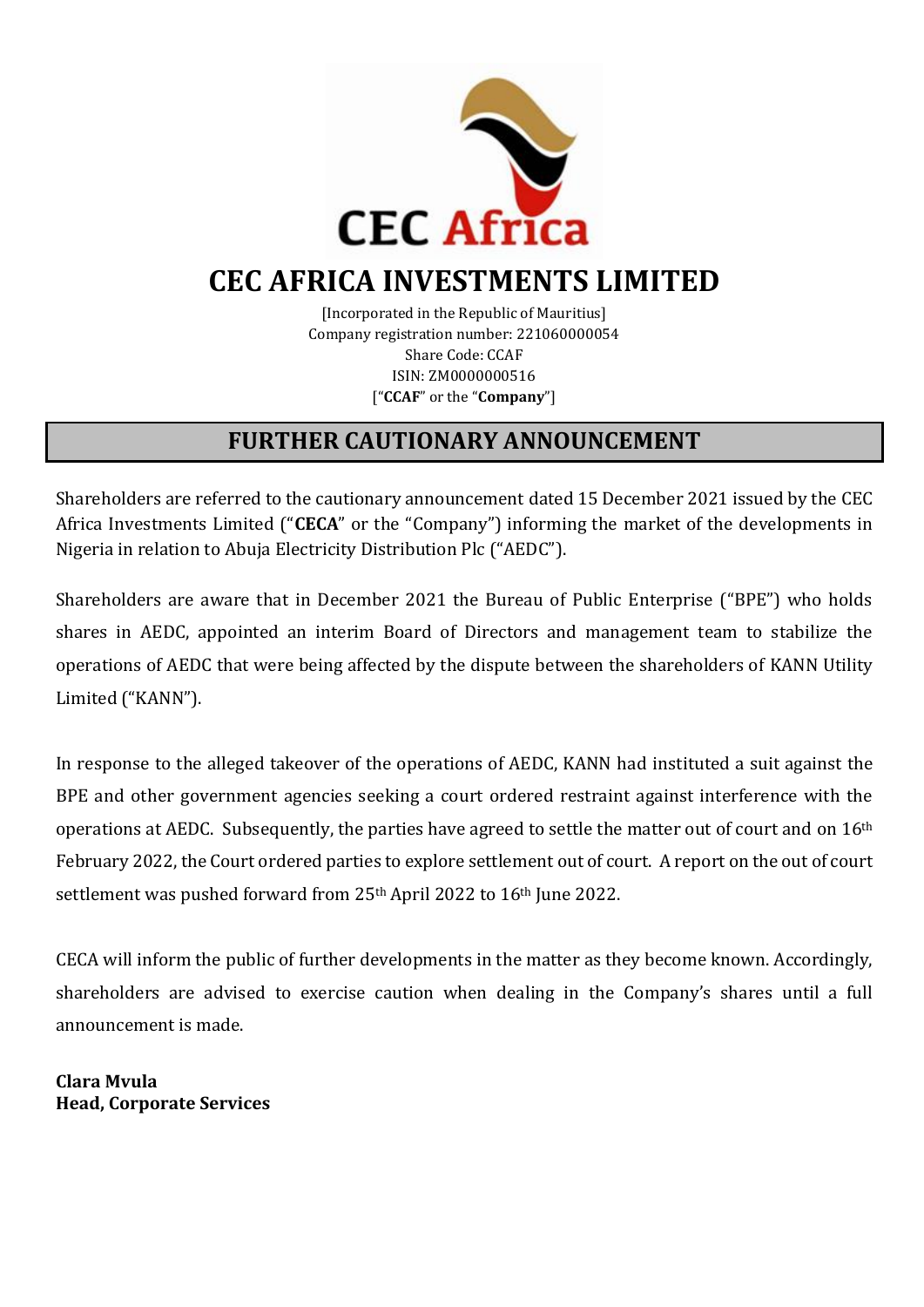# CEC AFRICA INVESTMENTS LIMITED

[Incorporated in the Republic of Mauritius]
Company registration number: 221060000054
Share Code: CCAF
ISIN: ZM0000000516
["**CCAF**" or the "**Company**"]

## FURTHER CAUTIONARY ANNOUNCEMENT

Shareholders are referred to the cautionary announcement dated 15 December 2021 issued by the CEC Africa Investments Limited ("**CECA**" or the "Company") informing the market of the developments in Nigeria in relation to Abuja Electricity Distribution Plc ("AEDC").

Shareholders are aware that in December 2021 the Bureau of Public Enterprise ("BPE") who holds shares in AEDC, appointed an interim Board of Directors and management team to stabilize the operations of AEDC that were being affected by the dispute between the shareholders of KANN Utility Limited ("KANN").

In response to the alleged takeover of the operations of AEDC, KANN had instituted a suit against the BPE and other government agencies seeking a court ordered restraint against interference with the operations at AEDC. Subsequently, the parties have agreed to settle the matter out of court and on 16th February 2022, the Court ordered parties to explore settlement out of court. A report on the out of court settlement was pushed forward from 25th April 2022 to 16th June 2022.

CECA will inform the public of further developments in the matter as they become known. Accordingly, shareholders are advised to exercise caution when dealing in the Company's shares until a full announcement is made.

**Clara Mvula**
**Head, Corporate Services**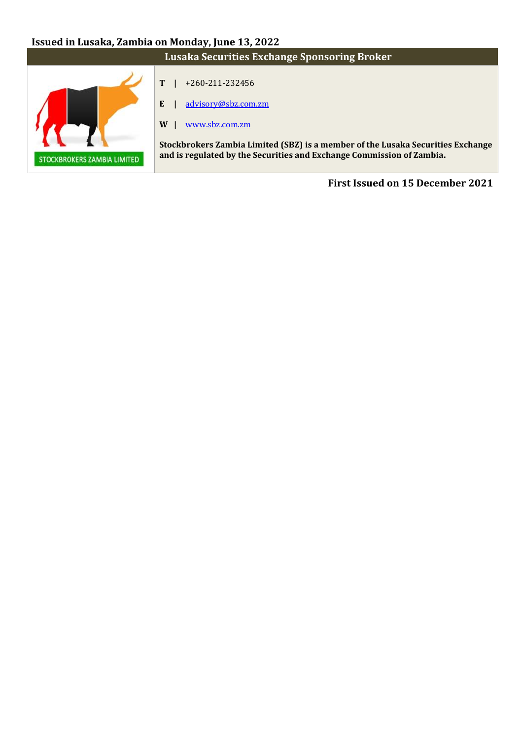**Issued in Lusaka, Zambia on Monday, June 13, 2022**

**Lusaka Securities Exchange Sponsoring Broker**

STOCKBROKERS ZAMBIA LIMITED

**T** | +260-211-232456

**E** | advisory@sbz.com.zm

**W** | www.sbz.com.zm

**Stockbrokers Zambia Limited (SBZ) is a member of the Lusaka Securities Exchange and is regulated by the Securities and Exchange Commission of Zambia.**

**First Issued on 15 December 2021**